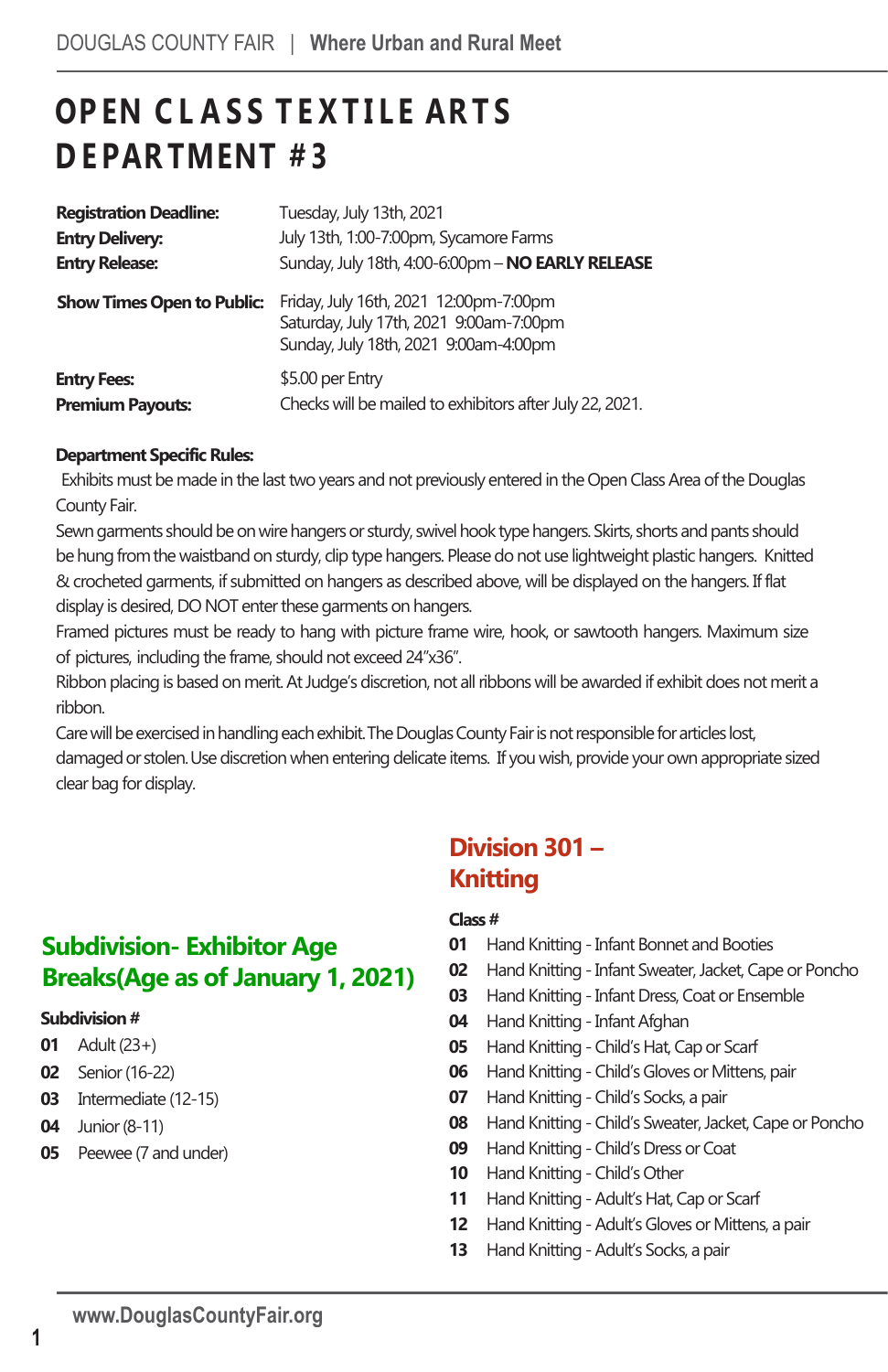# OPEN CLASS TEXTILE ARTS DEPARTMENT #3

| | |
|---|---|
| **Registration Deadline:** | Tuesday, July 13th, 2021 |
| **Entry Delivery:** | July 13th, 1:00-7:00pm, Sycamore Farms |
| **Entry Release:** | Sunday, July 18th, 4:00-6:00pm – **NO EARLY RELEASE** |
| **Show Times Open to Public:** | Friday, July 16th, 2021 12:00pm-7:00pm<br>Saturday, July 17th, 2021 9:00am-7:00pm<br>Sunday, July 18th, 2021 9:00am-4:00pm |
| **Entry Fees:** | $5.00 per Entry |
| **Premium Payouts:** | Checks will be mailed to exhibitors after July 22, 2021. |

**Department Specific Rules:**

Exhibits must be made in the last two years and not previously entered in the Open Class Area of the Douglas County Fair.

Sewn garments should be on wire hangers or sturdy, swivel hook type hangers. Skirts, shorts and pants should be hung from the waistband on sturdy, clip type hangers. Please do not use lightweight plastic hangers. Knitted & crocheted garments, if submitted on hangers as described above, will be displayed on the hangers. If flat display is desired, DO NOT enter these garments on hangers.

Framed pictures must be ready to hang with picture frame wire, hook, or sawtooth hangers. Maximum size of pictures, including the frame, should not exceed 24"x36".

Ribbon placing is based on merit. At Judge's discretion, not all ribbons will be awarded if exhibit does not merit a ribbon.

Care will be exercised in handling each exhibit. The Douglas County Fair is not responsible for articles lost, damaged or stolen. Use discretion when entering delicate items. If you wish, provide your own appropriate sized clear bag for display.

## Subdivision- Exhibitor Age Breaks(Age as of January 1, 2021)

**Subdivision #**

- **01** Adult (23+)
- **02** Senior (16-22)
- **03** Intermediate (12-15)
- **04** Junior (8-11)
- **05** Peewee (7 and under)

## Division 301 – Knitting

**Class #**

- **01** Hand Knitting - Infant Bonnet and Booties
- **02** Hand Knitting - Infant Sweater, Jacket, Cape or Poncho
- **03** Hand Knitting - Infant Dress, Coat or Ensemble
- **04** Hand Knitting - Infant Afghan
- **05** Hand Knitting - Child's Hat, Cap or Scarf
- **06** Hand Knitting - Child's Gloves or Mittens, pair
- **07** Hand Knitting - Child's Socks, a pair
- **08** Hand Knitting - Child's Sweater, Jacket, Cape or Poncho
- **09** Hand Knitting - Child's Dress or Coat
- **10** Hand Knitting - Child's Other
- **11** Hand Knitting - Adult's Hat, Cap or Scarf
- **12** Hand Knitting - Adult's Gloves or Mittens, a pair
- **13** Hand Knitting - Adult's Socks, a pair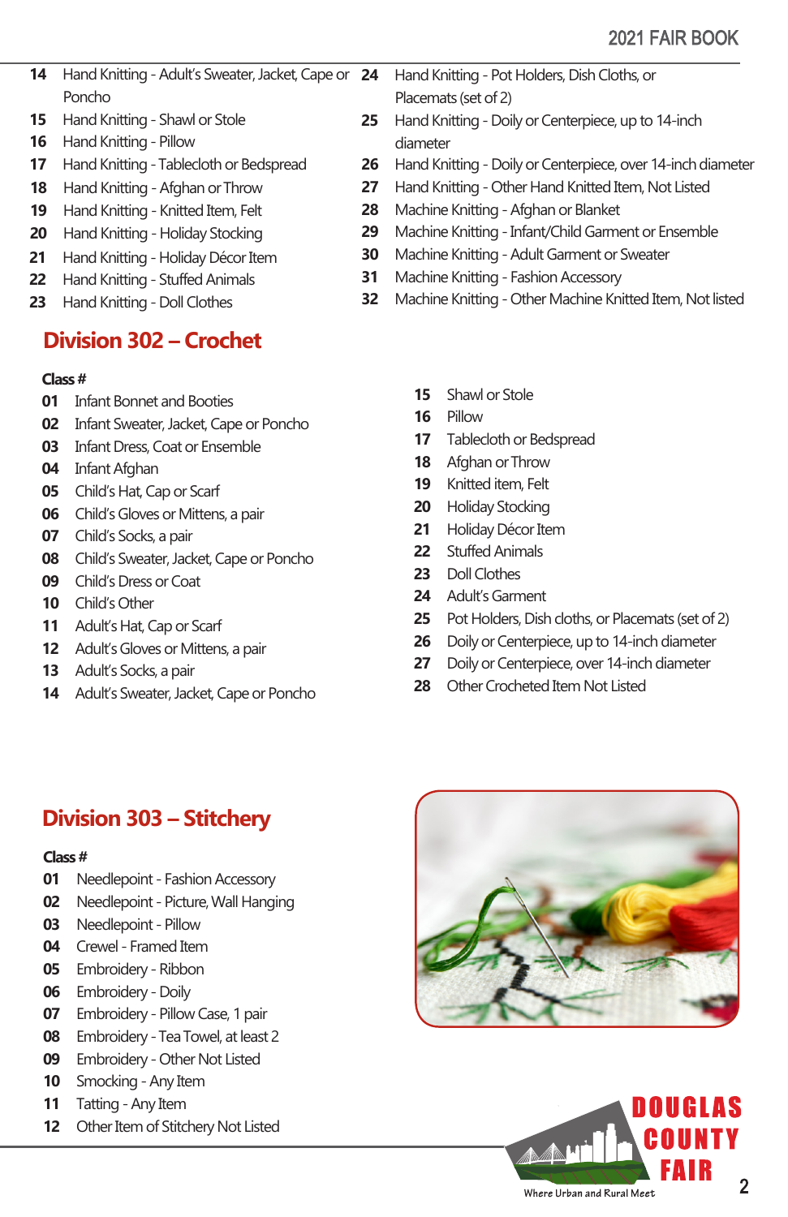14 Hand Knitting - Adult's Sweater, Jacket, Cape or Poncho
15 Hand Knitting - Shawl or Stole
16 Hand Knitting - Pillow
17 Hand Knitting - Tablecloth or Bedspread
18 Hand Knitting - Afghan or Throw
19 Hand Knitting - Knitted Item, Felt
20 Hand Knitting - Holiday Stocking
21 Hand Knitting - Holiday Décor Item
22 Hand Knitting - Stuffed Animals
23 Hand Knitting - Doll Clothes
24 Hand Knitting - Pot Holders, Dish Cloths, or Placemats (set of 2)
25 Hand Knitting - Doily or Centerpiece, up to 14-inch diameter
26 Hand Knitting - Doily or Centerpiece, over 14-inch diameter
27 Hand Knitting - Other Hand Knitted Item, Not Listed
28 Machine Knitting - Afghan or Blanket
29 Machine Knitting - Infant/Child Garment or Ensemble
30 Machine Knitting - Adult Garment or Sweater
31 Machine Knitting - Fashion Accessory
32 Machine Knitting - Other Machine Knitted Item, Not listed

## Division 302 – Crochet

**Class #**

01 Infant Bonnet and Booties
02 Infant Sweater, Jacket, Cape or Poncho
03 Infant Dress, Coat or Ensemble
04 Infant Afghan
05 Child's Hat, Cap or Scarf
06 Child's Gloves or Mittens, a pair
07 Child's Socks, a pair
08 Child's Sweater, Jacket, Cape or Poncho
09 Child's Dress or Coat
10 Child's Other
11 Adult's Hat, Cap or Scarf
12 Adult's Gloves or Mittens, a pair
13 Adult's Socks, a pair
14 Adult's Sweater, Jacket, Cape or Poncho
15 Shawl or Stole
16 Pillow
17 Tablecloth or Bedspread
18 Afghan or Throw
19 Knitted item, Felt
20 Holiday Stocking
21 Holiday Décor Item
22 Stuffed Animals
23 Doll Clothes
24 Adult's Garment
25 Pot Holders, Dish cloths, or Placemats (set of 2)
26 Doily or Centerpiece, up to 14-inch diameter
27 Doily or Centerpiece, over 14-inch diameter
28 Other Crocheted Item Not Listed

## Division 303 – Stitchery

**Class #**

01 Needlepoint - Fashion Accessory
02 Needlepoint - Picture, Wall Hanging
03 Needlepoint - Pillow
04 Crewel - Framed Item
05 Embroidery - Ribbon
06 Embroidery - Doily
07 Embroidery - Pillow Case, 1 pair
08 Embroidery - Tea Towel, at least 2
09 Embroidery - Other Not Listed
10 Smocking - Any Item
11 Tatting - Any Item
12 Other Item of Stitchery Not Listed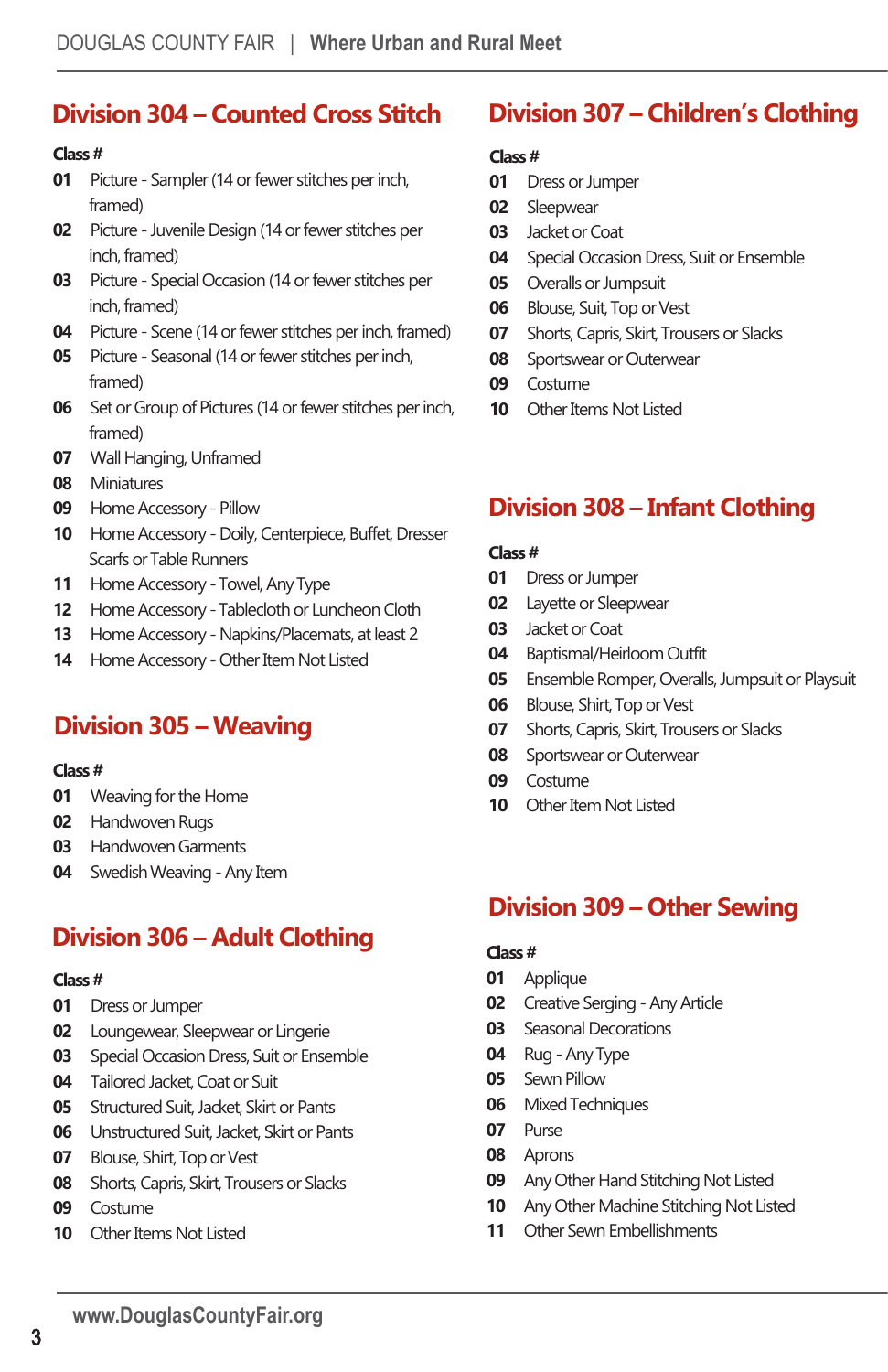## Division 304 – Counted Cross Stitch

**Class #**

**01** Picture - Sampler (14 or fewer stitches per inch, framed)
**02** Picture - Juvenile Design (14 or fewer stitches per inch, framed)
**03** Picture - Special Occasion (14 or fewer stitches per inch, framed)
**04** Picture - Scene (14 or fewer stitches per inch, framed)
**05** Picture - Seasonal (14 or fewer stitches per inch, framed)
**06** Set or Group of Pictures (14 or fewer stitches per inch, framed)
**07** Wall Hanging, Unframed
**08** Miniatures
**09** Home Accessory - Pillow
**10** Home Accessory - Doily, Centerpiece, Buffet, Dresser Scarfs or Table Runners
**11** Home Accessory - Towel, Any Type
**12** Home Accessory - Tablecloth or Luncheon Cloth
**13** Home Accessory - Napkins/Placemats, at least 2
**14** Home Accessory - Other Item Not Listed

## Division 305 – Weaving

**Class #**

**01** Weaving for the Home
**02** Handwoven Rugs
**03** Handwoven Garments
**04** Swedish Weaving - Any Item

## Division 306 – Adult Clothing

**Class #**

**01** Dress or Jumper
**02** Loungewear, Sleepwear or Lingerie
**03** Special Occasion Dress, Suit or Ensemble
**04** Tailored Jacket, Coat or Suit
**05** Structured Suit, Jacket, Skirt or Pants
**06** Unstructured Suit, Jacket, Skirt or Pants
**07** Blouse, Shirt, Top or Vest
**08** Shorts, Capris, Skirt, Trousers or Slacks
**09** Costume
**10** Other Items Not Listed

## Division 307 – Children's Clothing

**Class #**

**01** Dress or Jumper
**02** Sleepwear
**03** Jacket or Coat
**04** Special Occasion Dress, Suit or Ensemble
**05** Overalls or Jumpsuit
**06** Blouse, Suit, Top or Vest
**07** Shorts, Capris, Skirt, Trousers or Slacks
**08** Sportswear or Outerwear
**09** Costume
**10** Other Items Not Listed

## Division 308 – Infant Clothing

**Class #**

**01** Dress or Jumper
**02** Layette or Sleepwear
**03** Jacket or Coat
**04** Baptismal/Heirloom Outfit
**05** Ensemble Romper, Overalls, Jumpsuit or Playsuit
**06** Blouse, Shirt, Top or Vest
**07** Shorts, Capris, Skirt, Trousers or Slacks
**08** Sportswear or Outerwear
**09** Costume
**10** Other Item Not Listed

## Division 309 – Other Sewing

**Class #**

**01** Applique
**02** Creative Serging - Any Article
**03** Seasonal Decorations
**04** Rug - Any Type
**05** Sewn Pillow
**06** Mixed Techniques
**07** Purse
**08** Aprons
**09** Any Other Hand Stitching Not Listed
**10** Any Other Machine Stitching Not Listed
**11** Other Sewn Embellishments